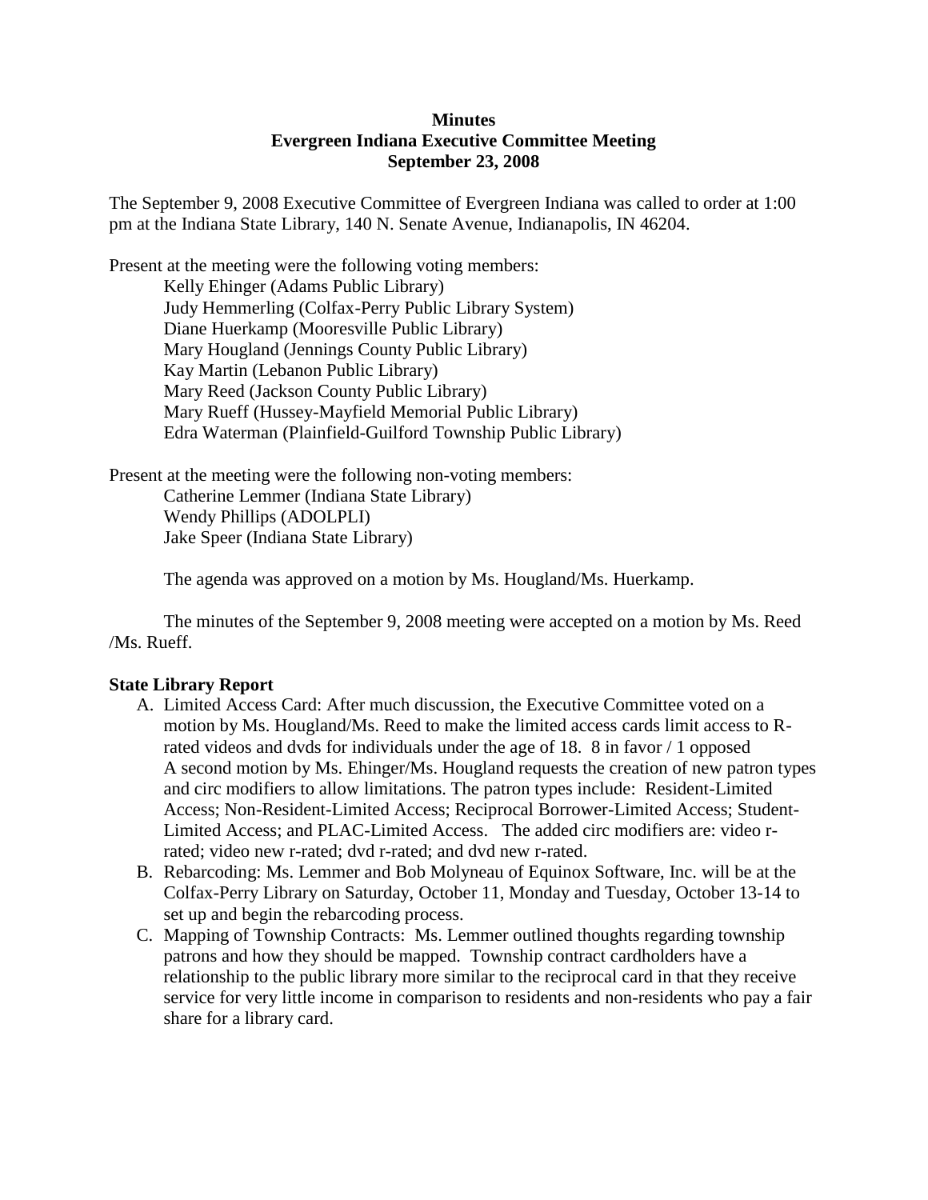**Minutes**
**Evergreen Indiana Executive Committee Meeting**
**September 23, 2008**

The September 9, 2008 Executive Committee of Evergreen Indiana was called to order at 1:00 pm at the Indiana State Library, 140 N. Senate Avenue, Indianapolis, IN 46204.

Present at the meeting were the following voting members:

- Kelly Ehinger (Adams Public Library)
- Judy Hemmerling (Colfax-Perry Public Library System)
- Diane Huerkamp (Mooresville Public Library)
- Mary Hougland (Jennings County Public Library)
- Kay Martin (Lebanon Public Library)
- Mary Reed (Jackson County Public Library)
- Mary Rueff (Hussey-Mayfield Memorial Public Library)
- Edra Waterman (Plainfield-Guilford Township Public Library)

Present at the meeting were the following non-voting members:

- Catherine Lemmer (Indiana State Library)
- Wendy Phillips (ADOLPLI)
- Jake Speer (Indiana State Library)

The agenda was approved on a motion by Ms. Hougland/Ms. Huerkamp.

The minutes of the September 9, 2008 meeting were accepted on a motion by Ms. Reed /Ms. Rueff.

**State Library Report**

A. Limited Access Card: After much discussion, the Executive Committee voted on a motion by Ms. Hougland/Ms. Reed to make the limited access cards limit access to R-rated videos and dvds for individuals under the age of 18. 8 in favor / 1 opposed
A second motion by Ms. Ehinger/Ms. Hougland requests the creation of new patron types and circ modifiers to allow limitations. The patron types include: Resident-Limited Access; Non-Resident-Limited Access; Reciprocal Borrower-Limited Access; Student-Limited Access; and PLAC-Limited Access. The added circ modifiers are: video r-rated; video new r-rated; dvd r-rated; and dvd new r-rated.

B. Rebarcoding: Ms. Lemmer and Bob Molyneau of Equinox Software, Inc. will be at the Colfax-Perry Library on Saturday, October 11, Monday and Tuesday, October 13-14 to set up and begin the rebarcoding process.

C. Mapping of Township Contracts: Ms. Lemmer outlined thoughts regarding township patrons and how they should be mapped. Township contract cardholders have a relationship to the public library more similar to the reciprocal card in that they receive service for very little income in comparison to residents and non-residents who pay a fair share for a library card.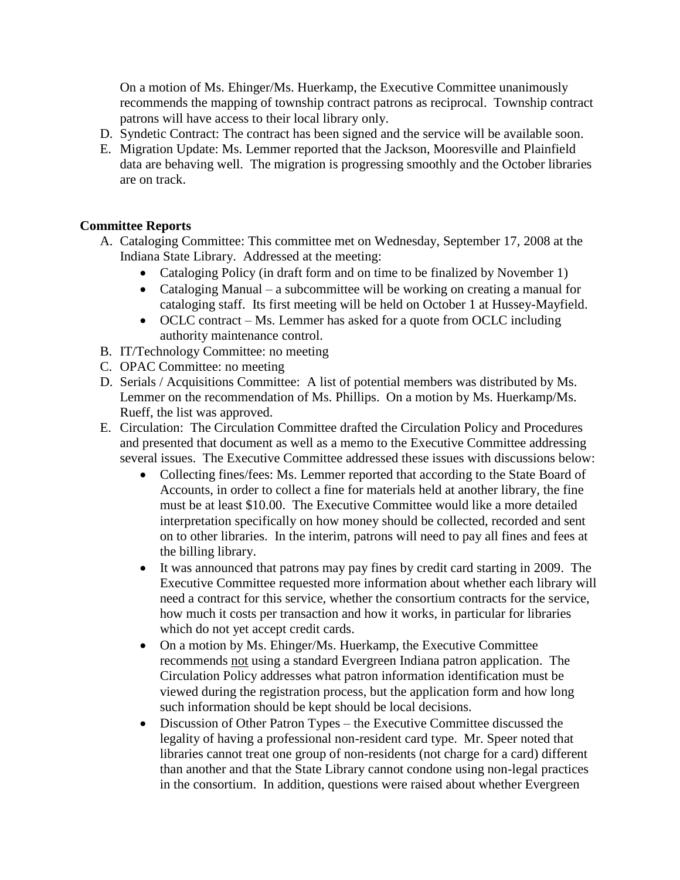On a motion of Ms. Ehinger/Ms. Huerkamp, the Executive Committee unanimously recommends the mapping of township contract patrons as reciprocal. Township contract patrons will have access to their local library only.

D. Syndetic Contract: The contract has been signed and the service will be available soon.
E. Migration Update: Ms. Lemmer reported that the Jackson, Mooresville and Plainfield data are behaving well. The migration is progressing smoothly and the October libraries are on track.

**Committee Reports**

A. Cataloging Committee: This committee met on Wednesday, September 17, 2008 at the Indiana State Library. Addressed at the meeting:
   - Cataloging Policy (in draft form and on time to be finalized by November 1)
   - Cataloging Manual – a subcommittee will be working on creating a manual for cataloging staff. Its first meeting will be held on October 1 at Hussey-Mayfield.
   - OCLC contract – Ms. Lemmer has asked for a quote from OCLC including authority maintenance control.
B. IT/Technology Committee: no meeting
C. OPAC Committee: no meeting
D. Serials / Acquisitions Committee: A list of potential members was distributed by Ms. Lemmer on the recommendation of Ms. Phillips. On a motion by Ms. Huerkamp/Ms. Rueff, the list was approved.
E. Circulation: The Circulation Committee drafted the Circulation Policy and Procedures and presented that document as well as a memo to the Executive Committee addressing several issues. The Executive Committee addressed these issues with discussions below:
   - Collecting fines/fees: Ms. Lemmer reported that according to the State Board of Accounts, in order to collect a fine for materials held at another library, the fine must be at least $10.00. The Executive Committee would like a more detailed interpretation specifically on how money should be collected, recorded and sent on to other libraries. In the interim, patrons will need to pay all fines and fees at the billing library.
   - It was announced that patrons may pay fines by credit card starting in 2009. The Executive Committee requested more information about whether each library will need a contract for this service, whether the consortium contracts for the service, how much it costs per transaction and how it works, in particular for libraries which do not yet accept credit cards.
   - On a motion by Ms. Ehinger/Ms. Huerkamp, the Executive Committee recommends <u>not</u> using a standard Evergreen Indiana patron application. The Circulation Policy addresses what patron information identification must be viewed during the registration process, but the application form and how long such information should be kept should be local decisions.
   - Discussion of Other Patron Types – the Executive Committee discussed the legality of having a professional non-resident card type. Mr. Speer noted that libraries cannot treat one group of non-residents (not charge for a card) different than another and that the State Library cannot condone using non-legal practices in the consortium. In addition, questions were raised about whether Evergreen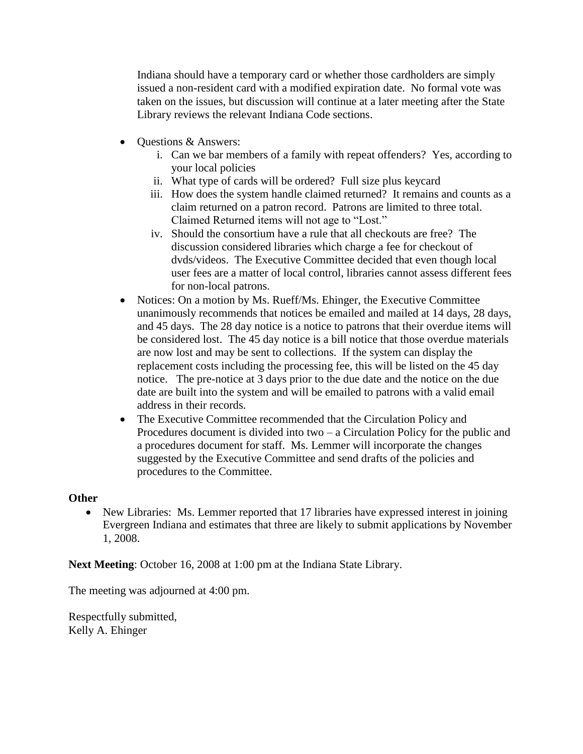Indiana should have a temporary card or whether those cardholders are simply issued a non-resident card with a modified expiration date. No formal vote was taken on the issues, but discussion will continue at a later meeting after the State Library reviews the relevant Indiana Code sections.

- Questions & Answers:
    i. Can we bar members of a family with repeat offenders? Yes, according to your local policies
    ii. What type of cards will be ordered? Full size plus keycard
    iii. How does the system handle claimed returned? It remains and counts as a claim returned on a patron record. Patrons are limited to three total. Claimed Returned items will not age to "Lost."
    iv. Should the consortium have a rule that all checkouts are free? The discussion considered libraries which charge a fee for checkout of dvds/videos. The Executive Committee decided that even though local user fees are a matter of local control, libraries cannot assess different fees for non-local patrons.
- Notices: On a motion by Ms. Rueff/Ms. Ehinger, the Executive Committee unanimously recommends that notices be emailed and mailed at 14 days, 28 days, and 45 days. The 28 day notice is a notice to patrons that their overdue items will be considered lost. The 45 day notice is a bill notice that those overdue materials are now lost and may be sent to collections. If the system can display the replacement costs including the processing fee, this will be listed on the 45 day notice. The pre-notice at 3 days prior to the due date and the notice on the due date are built into the system and will be emailed to patrons with a valid email address in their records.
- The Executive Committee recommended that the Circulation Policy and Procedures document is divided into two – a Circulation Policy for the public and a procedures document for staff. Ms. Lemmer will incorporate the changes suggested by the Executive Committee and send drafts of the policies and procedures to the Committee.

**Other**

- New Libraries: Ms. Lemmer reported that 17 libraries have expressed interest in joining Evergreen Indiana and estimates that three are likely to submit applications by November 1, 2008.

**Next Meeting**: October 16, 2008 at 1:00 pm at the Indiana State Library.

The meeting was adjourned at 4:00 pm.

Respectfully submitted,
Kelly A. Ehinger